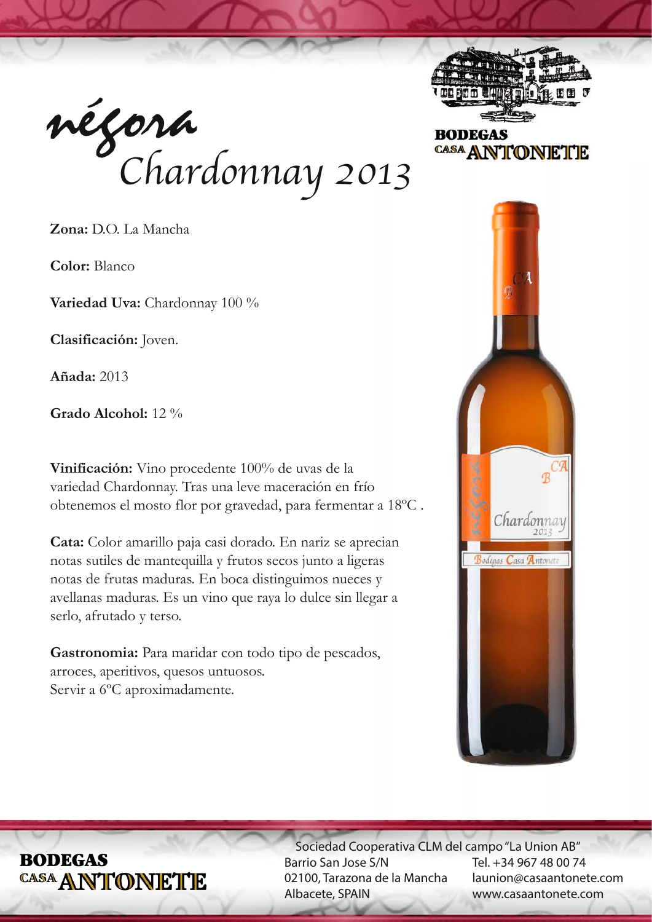# négora Chardonnay 2013

**BODEGAS CASA ANTONETE**

**Zona:** D.O. La Mancha

**Color:** Blanco

**Variedad Uva:** Chardonnay 100 %

**Clasificación:** Joven.

**Añada:** 2013

**Grado Alcohol:** 12 %

**Vinificación:** Vino procedente 100% de uvas de la variedad Chardonnay. Tras una leve maceración en frío obtenemos el mosto flor por gravedad, para fermentar a 18ºC .

**Cata:** Color amarillo paja casi dorado. En nariz se aprecian notas sutiles de mantequilla y frutos secos junto a ligeras notas de frutas maduras. En boca distinguimos nueces y avellanas maduras. Es un vino que raya lo dulce sin llegar a serlo, afrutado y terso.

**Gastronomia:** Para maridar con todo tipo de pescados, arroces, aperitivos, quesos untuosos.
Servir a 6ºC aproximadamente.

**BODEGAS CASA ANTONETE**

Sociedad Cooperativa CLM del campo "La Union AB"
Barrio San Jose S/N
02100, Tarazona de la Mancha
Albacete, SPAIN
Tel. +34 967 48 00 74
launion@casaantonete.com
www.casaantonete.com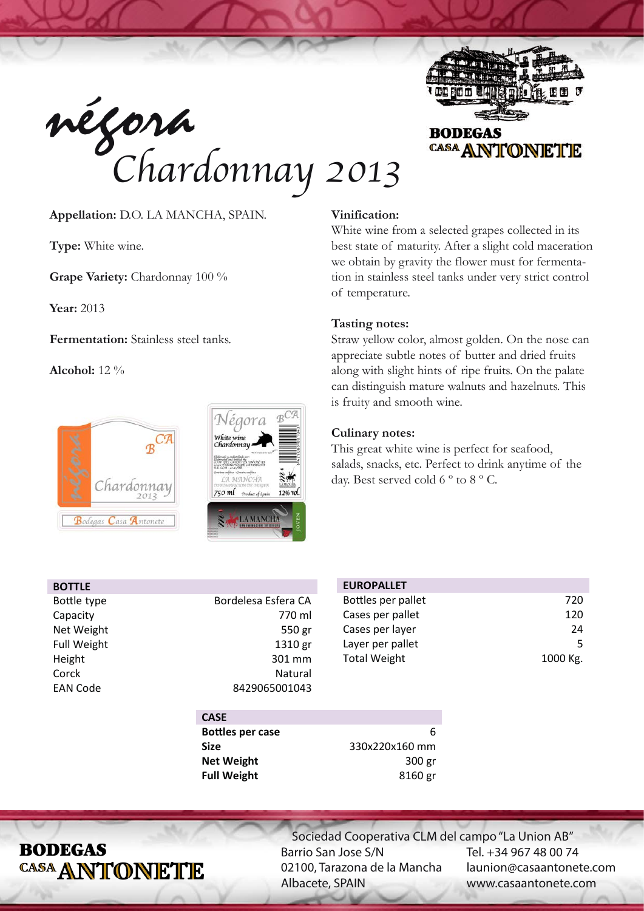# négora Chardonnay 2013

**BODEGAS CASA ANTONETE**

**Appellation:** D.O. LA MANCHA, SPAIN.

**Type:** White wine.

**Grape Variety:** Chardonnay 100 %

**Year:** 2013

**Fermentation:** Stainless steel tanks.

**Alcohol:** 12 %

**Vinification:**
White wine from a selected grapes collected in its best state of maturity. After a slight cold maceration we obtain by gravity the flower must for fermentation in stainless steel tanks under very strict control of temperature.

**Tasting notes:**
Straw yellow color, almost golden. On the nose can appreciate subtle notes of butter and dried fruits along with slight hints of ripe fruits. On the palate can distinguish mature walnuts and hazelnuts. This is fruity and smooth wine.

**Culinary notes:**
This great white wine is perfect for seafood, salads, snacks, etc. Perfect to drink anytime of the day. Best served cold 6 º to 8 º C.

| BOTTLE | |
|---|---|
| Bottle type | Bordelesa Esfera CA |
| Capacity | 770 ml |
| Net Weight | 550 gr |
| Full Weight | 1310 gr |
| Height | 301 mm |
| Corck | Natural |
| EAN Code | 8429065001043 |

| EUROPALLET | |
|---|---|
| Bottles per pallet | 720 |
| Cases per pallet | 120 |
| Cases per layer | 24 |
| Layer per pallet | 5 |
| Total Weight | 1000 Kg. |

| CASE | |
|---|---|
| **Bottles per case** | 6 |
| **Size** | 330x220x160 mm |
| **Net Weight** | 300 gr |
| **Full Weight** | 8160 gr |

**BODEGAS CASA ANTONETE**

Sociedad Cooperativa CLM del campo "La Union AB"
Barrio San Jose S/N
02100, Tarazona de la Mancha
Albacete, SPAIN

Tel. +34 967 48 00 74
launion@casaantonete.com
www.casaantonete.com